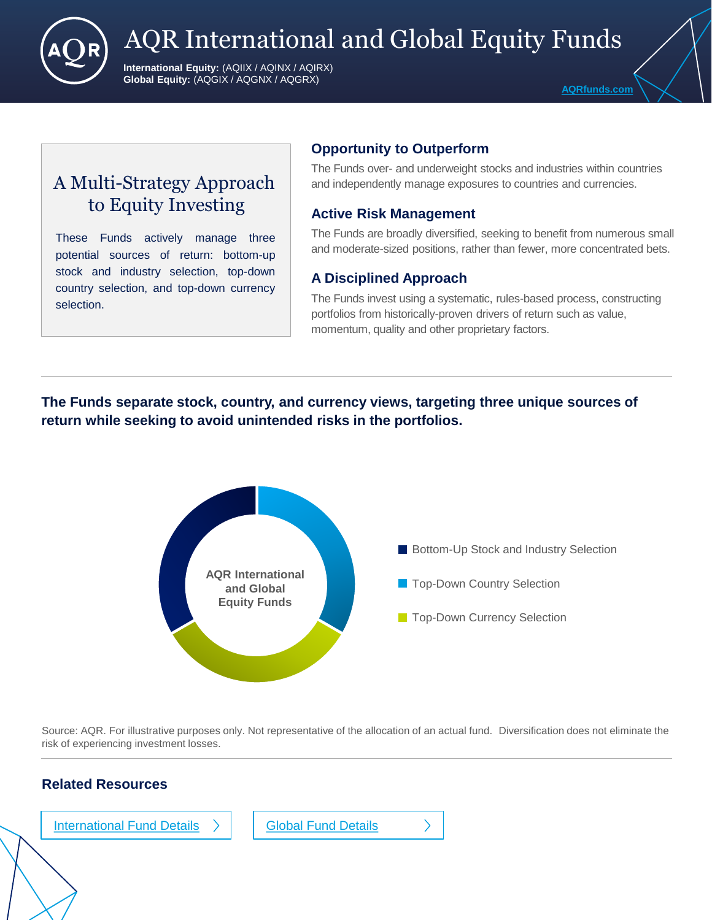# AQR International and Global Equity Funds

**International Equity:** (AQIIX / AQINX / AQIRX)
**Global Equity:** (AQGIX / AQGNX / AQGRX)

AQRfunds.com

## A Multi-Strategy Approach to Equity Investing

These Funds actively manage three potential sources of return: bottom-up stock and industry selection, top-down country selection, and top-down currency selection.

### Opportunity to Outperform

The Funds over- and underweight stocks and industries within countries and independently manage exposures to countries and currencies.

### Active Risk Management

The Funds are broadly diversified, seeking to benefit from numerous small and moderate-sized positions, rather than fewer, more concentrated bets.

### A Disciplined Approach

The Funds invest using a systematic, rules-based process, constructing portfolios from historically-proven drivers of return such as value, momentum, quality and other proprietary factors.

---

**The Funds separate stock, country, and currency views, targeting three unique sources of return while seeking to avoid unintended risks in the portfolios.**

AQR International and Global Equity Funds

- Bottom-Up Stock and Industry Selection
- Top-Down Country Selection
- Top-Down Currency Selection

Source: AQR. For illustrative purposes only. Not representative of the allocation of an actual fund. Diversification does not eliminate the risk of experiencing investment losses.

---

### Related Resources

International Fund Details

Global Fund Details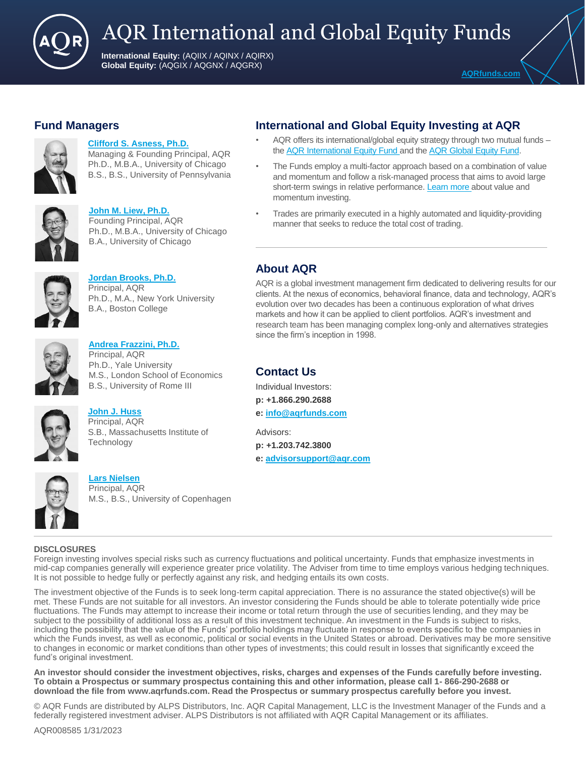# AQR International and Global Equity Funds

**International Equity:** (AQIIX / AQINX / AQIRX)
**Global Equity:** (AQGIX / AQGNX / AQGRX)

AQRfunds.com

## Fund Managers

**Clifford S. Asness, Ph.D.**
Managing & Founding Principal, AQR
Ph.D., M.B.A., University of Chicago
B.S., B.S., University of Pennsylvania

**John M. Liew, Ph.D.**
Founding Principal, AQR
Ph.D., M.B.A., University of Chicago
B.A., University of Chicago

**Jordan Brooks, Ph.D.**
Principal, AQR
Ph.D., M.A., New York University
B.A., Boston College

**Andrea Frazzini, Ph.D.**
Principal, AQR
Ph.D., Yale University
M.S., London School of Economics
B.S., University of Rome III

**John J. Huss**
Principal, AQR
S.B., Massachusetts Institute of Technology

**Lars Nielsen**
Principal, AQR
M.S., B.S., University of Copenhagen

## International and Global Equity Investing at AQR

- AQR offers its international/global equity strategy through two mutual funds – the AQR International Equity Fund and the AQR Global Equity Fund.
- The Funds employ a multi-factor approach based on a combination of value and momentum and follow a risk-managed process that aims to avoid large short-term swings in relative performance. Learn more about value and momentum investing.
- Trades are primarily executed in a highly automated and liquidity-providing manner that seeks to reduce the total cost of trading.

## About AQR

AQR is a global investment management firm dedicated to delivering results for our clients. At the nexus of economics, behavioral finance, data and technology, AQR's evolution over two decades has been a continuous exploration of what drives markets and how it can be applied to client portfolios. AQR's investment and research team has been managing complex long-only and alternatives strategies since the firm's inception in 1998.

## Contact Us

Individual Investors:

**p: +1.866.290.2688**

**e: info@aqrfunds.com**

Advisors:

**p: +1.203.742.3800**

**e: advisorsupport@aqr.com**

**DISCLOSURES**

Foreign investing involves special risks such as currency fluctuations and political uncertainty. Funds that emphasize investments in mid-cap companies generally will experience greater price volatility. The Adviser from time to time employs various hedging techniques. It is not possible to hedge fully or perfectly against any risk, and hedging entails its own costs.

The investment objective of the Funds is to seek long-term capital appreciation. There is no assurance the stated objective(s) will be met. These Funds are not suitable for all investors. An investor considering the Funds should be able to tolerate potentially wide price fluctuations. The Funds may attempt to increase their income or total return through the use of securities lending, and they may be subject to the possibility of additional loss as a result of this investment technique. An investment in the Funds is subject to risks, including the possibility that the value of the Funds' portfolio holdings may fluctuate in response to events specific to the companies in which the Funds invest, as well as economic, political or social events in the United States or abroad. Derivatives may be more sensitive to changes in economic or market conditions than other types of investments; this could result in losses that significantly exceed the fund's original investment.

**An investor should consider the investment objectives, risks, charges and expenses of the Funds carefully before investing. To obtain a Prospectus or summary prospectus containing this and other information, please call 1- 866-290-2688 or download the file from www.aqrfunds.com. Read the Prospectus or summary prospectus carefully before you invest.**

© AQR Funds are distributed by ALPS Distributors, Inc. AQR Capital Management, LLC is the Investment Manager of the Funds and a federally registered investment adviser. ALPS Distributors is not affiliated with AQR Capital Management or its affiliates.

AQR008585 1/31/2023